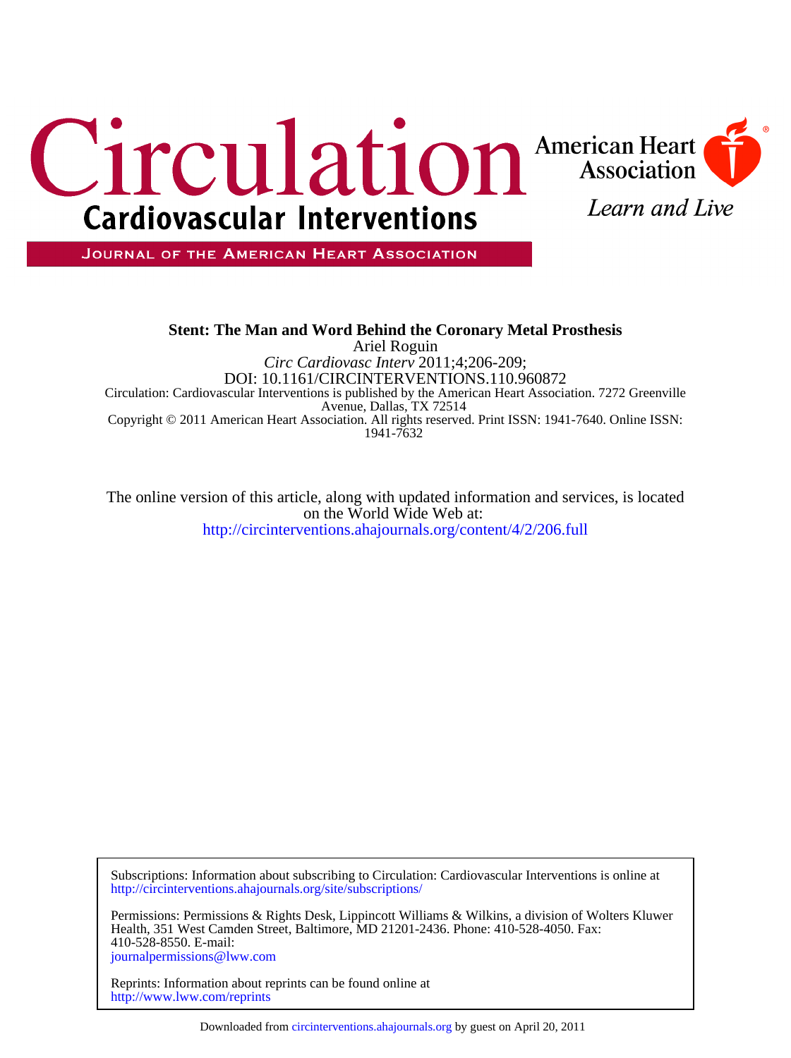# Circulation

## Cardiovascular Interventions

JOURNAL OF THE AMERICAN HEART ASSOCIATION

American Heart Association

*Learn and Live*

**Stent: The Man and Word Behind the Coronary Metal Prosthesis**

Ariel Roguin

*Circ Cardiovasc Interv* 2011;4;206-209;

DOI: 10.1161/CIRCINTERVENTIONS.110.960872

Circulation: Cardiovascular Interventions is published by the American Heart Association. 7272 Greenville Avenue, Dallas, TX 72514

Copyright © 2011 American Heart Association. All rights reserved. Print ISSN: 1941-7640. Online ISSN: 1941-7632

The online version of this article, along with updated information and services, is located on the World Wide Web at:

http://circinterventions.ahajournals.org/content/4/2/206.full

Subscriptions: Information about subscribing to Circulation: Cardiovascular Interventions is online at
http://circinterventions.ahajournals.org/site/subscriptions/

Permissions: Permissions & Rights Desk, Lippincott Williams & Wilkins, a division of Wolters Kluwer Health, 351 West Camden Street, Baltimore, MD 21201-2436. Phone: 410-528-4050. Fax: 410-528-8550. E-mail:
journalpermissions@lww.com

Reprints: Information about reprints can be found online at
http://www.lww.com/reprints

Downloaded from circinterventions.ahajournals.org by guest on April 20, 2011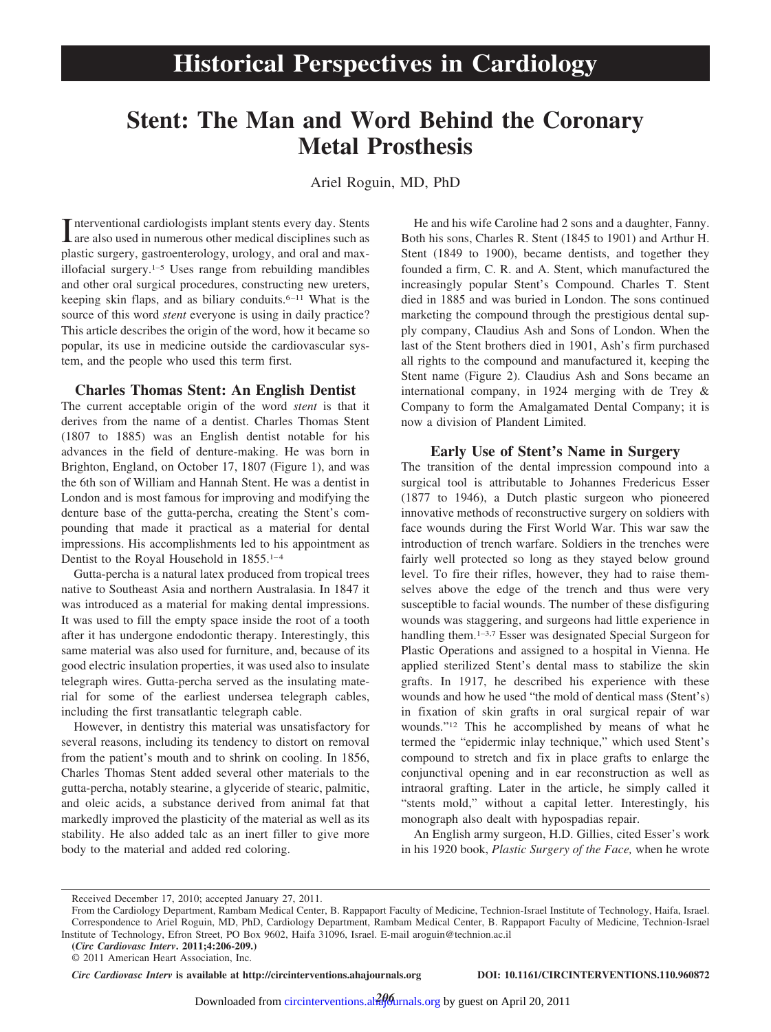# Historical Perspectives in Cardiology

# Stent: The Man and Word Behind the Coronary Metal Prosthesis

Ariel Roguin, MD, PhD

Interventional cardiologists implant stents every day. Stents are also used in numerous other medical disciplines such as plastic surgery, gastroenterology, urology, and oral and maxillofacial surgery.[1–5] Uses range from rebuilding mandibles and other oral surgical procedures, constructing new ureters, keeping skin flaps, and as biliary conduits.[6–11] What is the source of this word *stent* everyone is using in daily practice? This article describes the origin of the word, how it became so popular, its use in medicine outside the cardiovascular system, and the people who used this term first.

## Charles Thomas Stent: An English Dentist

The current acceptable origin of the word *stent* is that it derives from the name of a dentist. Charles Thomas Stent (1807 to 1885) was an English dentist notable for his advances in the field of denture-making. He was born in Brighton, England, on October 17, 1807 (Figure 1), and was the 6th son of William and Hannah Stent. He was a dentist in London and is most famous for improving and modifying the denture base of the gutta-percha, creating the Stent's compounding that made it practical as a material for dental impressions. His accomplishments led to his appointment as Dentist to the Royal Household in 1855.[1–4]

Gutta-percha is a natural latex produced from tropical trees native to Southeast Asia and northern Australasia. In 1847 it was introduced as a material for making dental impressions. It was used to fill the empty space inside the root of a tooth after it has undergone endodontic therapy. Interestingly, this same material was also used for furniture, and, because of its good electric insulation properties, it was used also to insulate telegraph wires. Gutta-percha served as the insulating material for some of the earliest undersea telegraph cables, including the first transatlantic telegraph cable.

However, in dentistry this material was unsatisfactory for several reasons, including its tendency to distort on removal from the patient's mouth and to shrink on cooling. In 1856, Charles Thomas Stent added several other materials to the gutta-percha, notably stearine, a glyceride of stearic, palmitic, and oleic acids, a substance derived from animal fat that markedly improved the plasticity of the material as well as its stability. He also added talc as an inert filler to give more body to the material and added red coloring.

He and his wife Caroline had 2 sons and a daughter, Fanny. Both his sons, Charles R. Stent (1845 to 1901) and Arthur H. Stent (1849 to 1900), became dentists, and together they founded a firm, C. R. and A. Stent, which manufactured the increasingly popular Stent's Compound. Charles T. Stent died in 1885 and was buried in London. The sons continued marketing the compound through the prestigious dental supply company, Claudius Ash and Sons of London. When the last of the Stent brothers died in 1901, Ash's firm purchased all rights to the compound and manufactured it, keeping the Stent name (Figure 2). Claudius Ash and Sons became an international company, in 1924 merging with de Trey & Company to form the Amalgamated Dental Company; it is now a division of Plandent Limited.

## Early Use of Stent's Name in Surgery

The transition of the dental impression compound into a surgical tool is attributable to Johannes Fredericus Esser (1877 to 1946), a Dutch plastic surgeon who pioneered innovative methods of reconstructive surgery on soldiers with face wounds during the First World War. This war saw the introduction of trench warfare. Soldiers in the trenches were fairly well protected so long as they stayed below ground level. To fire their rifles, however, they had to raise themselves above the edge of the trench and thus were very susceptible to facial wounds. The number of these disfiguring wounds was staggering, and surgeons had little experience in handling them.[1–3,7] Esser was designated Special Surgeon for Plastic Operations and assigned to a hospital in Vienna. He applied sterilized Stent's dental mass to stabilize the skin grafts. In 1917, he described his experience with these wounds and how he used "the mold of dentical mass (Stent's) in fixation of skin grafts in oral surgical repair of war wounds."[12] This he accomplished by means of what he termed the "epidermic inlay technique," which used Stent's compound to stretch and fix in place grafts to enlarge the conjunctival opening and in ear reconstruction as well as intraoral grafting. Later in the article, he simply called it "stents mold," without a capital letter. Interestingly, his monograph also dealt with hypospadias repair.

An English army surgeon, H.D. Gillies, cited Esser's work in his 1920 book, *Plastic Surgery of the Face,* when he wrote

Received December 17, 2010; accepted January 27, 2011.

From the Cardiology Department, Rambam Medical Center, B. Rappaport Faculty of Medicine, Technion-Israel Institute of Technology, Haifa, Israel.

Correspondence to Ariel Roguin, MD, PhD, Cardiology Department, Rambam Medical Center, B. Rappaport Faculty of Medicine, Technion-Israel Institute of Technology, Efron Street, PO Box 9602, Haifa 31096, Israel. E-mail aroguin@technion.ac.il

(*Circ Cardiovasc Interv*. 2011;4:206-209.)

© 2011 American Heart Association, Inc.

*Circ Cardiovasc Interv* is available at http://circinterventions.ahajournals.org DOI: 10.1161/CIRCINTERVENTIONS.110.960872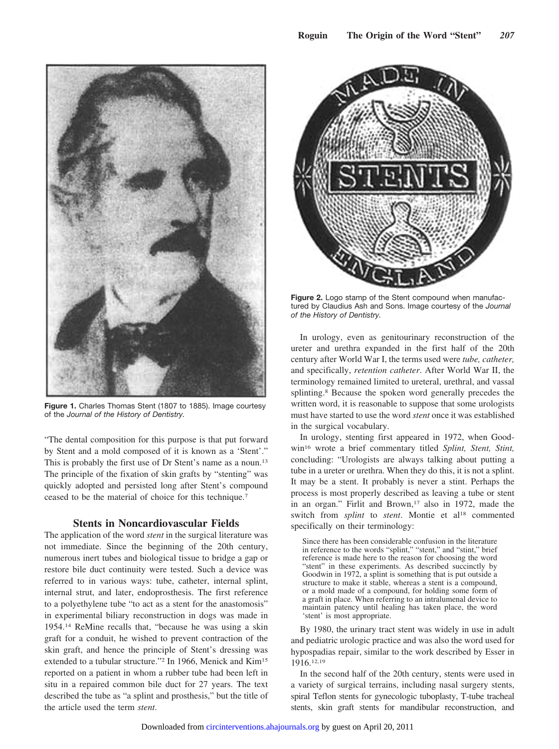Figure 1. Charles Thomas Stent (1807 to 1885). Image courtesy of the *Journal of the History of Dentistry.*

"The dental composition for this purpose is that put forward by Stent and a mold composed of it is known as a 'Stent'." This is probably the first use of Dr Stent's name as a noun.[13] The principle of the fixation of skin grafts by "stenting" was quickly adopted and persisted long after Stent's compound ceased to be the material of choice for this technique.[7]

## Stents in Noncardiovascular Fields

The application of the word *stent* in the surgical literature was not immediate. Since the beginning of the 20th century, numerous inert tubes and biological tissue to bridge a gap or restore bile duct continuity were tested. Such a device was referred to in various ways: tube, catheter, internal splint, internal strut, and later, endoprosthesis. The first reference to a polyethylene tube "to act as a stent for the anastomosis" in experimental biliary reconstruction in dogs was made in 1954.[14] ReMine recalls that, "because he was using a skin graft for a conduit, he wished to prevent contraction of the skin graft, and hence the principle of Stent's dressing was extended to a tubular structure."[2] In 1966, Menick and Kim[15] reported on a patient in whom a rubber tube had been left in situ in a repaired common bile duct for 27 years. The text described the tube as "a splint and prosthesis," but the title of the article used the term *stent*.

Figure 2. Logo stamp of the Stent compound when manufactured by Claudius Ash and Sons. Image courtesy of the *Journal of the History of Dentistry.*

In urology, even as genitourinary reconstruction of the ureter and urethra expanded in the first half of the 20th century after World War I, the terms used were *tube, catheter,* and specifically, *retention catheter*. After World War II, the terminology remained limited to ureteral, urethral, and vassal splinting.[8] Because the spoken word generally precedes the written word, it is reasonable to suppose that some urologists must have started to use the word *stent* once it was established in the surgical vocabulary.

In urology, stenting first appeared in 1972, when Goodwin[16] wrote a brief commentary titled *Splint, Stent, Stint,* concluding: "Urologists are always talking about putting a tube in a ureter or urethra. When they do this, it is not a splint. It may be a stent. It probably is never a stint. Perhaps the process is most properly described as leaving a tube or stent in an organ." Firlit and Brown,[17] also in 1972, made the switch from *splint* to *stent*. Montie et al[18] commented specifically on their terminology:

> Since there has been considerable confusion in the literature in reference to the words "splint," "stent," and "stint," brief reference is made here to the reason for choosing the word "stent" in these experiments. As described succinctly by Goodwin in 1972, a splint is something that is put outside a structure to make it stable, whereas a stent is a compound, or a mold made of a compound, for holding some form of a graft in place. When referring to an intralumenal device to maintain patency until healing has taken place, the word 'stent' is most appropriate.

By 1980, the urinary tract stent was widely in use in adult and pediatric urologic practice and was also the word used for hypospadias repair, similar to the work described by Esser in 1916.[12,19]

In the second half of the 20th century, stents were used in a variety of surgical terrains, including nasal surgery stents, spiral Teflon stents for gynecologic tuboplasty, T-tube tracheal stents, skin graft stents for mandibular reconstruction, and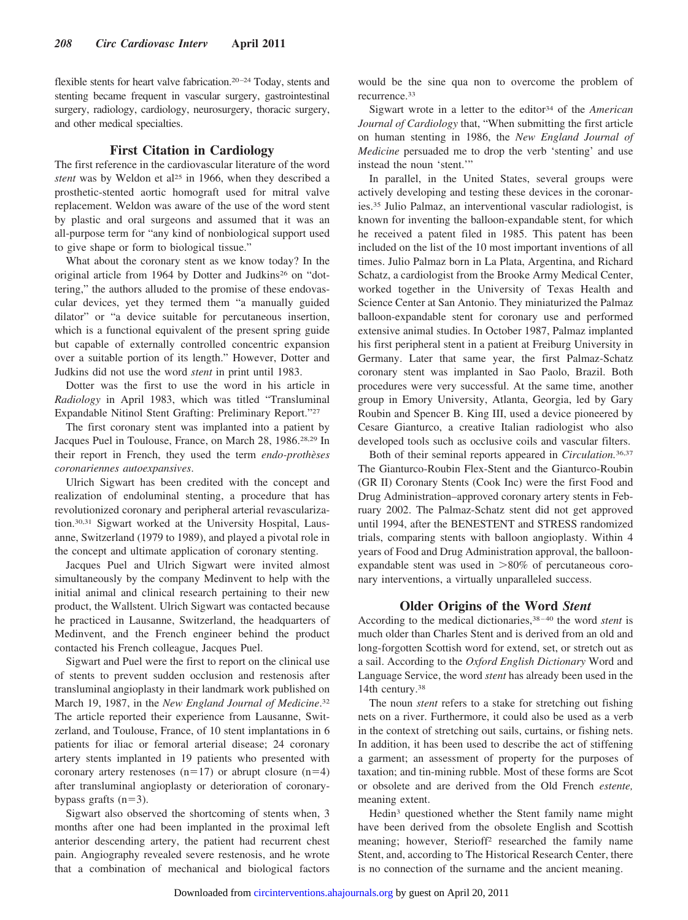flexible stents for heart valve fabrication.[20–24] Today, stents and stenting became frequent in vascular surgery, gastrointestinal surgery, radiology, cardiology, neurosurgery, thoracic surgery, and other medical specialties.

## First Citation in Cardiology

The first reference in the cardiovascular literature of the word *stent* was by Weldon et al[25] in 1966, when they described a prosthetic-stented aortic homograft used for mitral valve replacement. Weldon was aware of the use of the word stent by plastic and oral surgeons and assumed that it was an all-purpose term for "any kind of nonbiological support used to give shape or form to biological tissue."

What about the coronary stent as we know today? In the original article from 1964 by Dotter and Judkins[26] on "dottering," the authors alluded to the promise of these endovascular devices, yet they termed them "a manually guided dilator" or "a device suitable for percutaneous insertion, which is a functional equivalent of the present spring guide but capable of externally controlled concentric expansion over a suitable portion of its length." However, Dotter and Judkins did not use the word *stent* in print until 1983.

Dotter was the first to use the word in his article in *Radiology* in April 1983, which was titled "Transluminal Expandable Nitinol Stent Grafting: Preliminary Report."[27]

The first coronary stent was implanted into a patient by Jacques Puel in Toulouse, France, on March 28, 1986.[28,29] In their report in French, they used the term *endo-prothèses coronariennes autoexpansives*.

Ulrich Sigwart has been credited with the concept and realization of endoluminal stenting, a procedure that has revolutionized coronary and peripheral arterial revascularization.[30,31] Sigwart worked at the University Hospital, Lausanne, Switzerland (1979 to 1989), and played a pivotal role in the concept and ultimate application of coronary stenting.

Jacques Puel and Ulrich Sigwart were invited almost simultaneously by the company Medinvent to help with the initial animal and clinical research pertaining to their new product, the Wallstent. Ulrich Sigwart was contacted because he practiced in Lausanne, Switzerland, the headquarters of Medinvent, and the French engineer behind the product contacted his French colleague, Jacques Puel.

Sigwart and Puel were the first to report on the clinical use of stents to prevent sudden occlusion and restenosis after transluminal angioplasty in their landmark work published on March 19, 1987, in the *New England Journal of Medicine*.[32] The article reported their experience from Lausanne, Switzerland, and Toulouse, France, of 10 stent implantations in 6 patients for iliac or femoral arterial disease; 24 coronary artery stents implanted in 19 patients who presented with coronary artery restenoses (n=17) or abrupt closure (n=4) after transluminal angioplasty or deterioration of coronary-bypass grafts (n=3).

Sigwart also observed the shortcoming of stents when, 3 months after one had been implanted in the proximal left anterior descending artery, the patient had recurrent chest pain. Angiography revealed severe restenosis, and he wrote that a combination of mechanical and biological factors would be the sine qua non to overcome the problem of recurrence.[33]

Sigwart wrote in a letter to the editor[34] of the *American Journal of Cardiology* that, "When submitting the first article on human stenting in 1986, the *New England Journal of Medicine* persuaded me to drop the verb 'stenting' and use instead the noun 'stent.'"

In parallel, in the United States, several groups were actively developing and testing these devices in the coronaries.[35] Julio Palmaz, an interventional vascular radiologist, is known for inventing the balloon-expandable stent, for which he received a patent filed in 1985. This patent has been included on the list of the 10 most important inventions of all times. Julio Palmaz born in La Plata, Argentina, and Richard Schatz, a cardiologist from the Brooke Army Medical Center, worked together in the University of Texas Health and Science Center at San Antonio. They miniaturized the Palmaz balloon-expandable stent for coronary use and performed extensive animal studies. In October 1987, Palmaz implanted his first peripheral stent in a patient at Freiburg University in Germany. Later that same year, the first Palmaz-Schatz coronary stent was implanted in Sao Paolo, Brazil. Both procedures were very successful. At the same time, another group in Emory University, Atlanta, Georgia, led by Gary Roubin and Spencer B. King III, used a device pioneered by Cesare Gianturco, a creative Italian radiologist who also developed tools such as occlusive coils and vascular filters.

Both of their seminal reports appeared in *Circulation*.[36,37] The Gianturco-Roubin Flex-Stent and the Gianturco-Roubin (GR II) Coronary Stents (Cook Inc) were the first Food and Drug Administration–approved coronary artery stents in February 2002. The Palmaz-Schatz stent did not get approved until 1994, after the BENESTENT and STRESS randomized trials, comparing stents with balloon angioplasty. Within 4 years of Food and Drug Administration approval, the balloon-expandable stent was used in >80% of percutaneous coronary interventions, a virtually unparalleled success.

## Older Origins of the Word *Stent*

According to the medical dictionaries,[38–40] the word *stent* is much older than Charles Stent and is derived from an old and long-forgotten Scottish word for extend, set, or stretch out as a sail. According to the *Oxford English Dictionary* Word and Language Service, the word *stent* has already been used in the 14th century.[38]

The noun *stent* refers to a stake for stretching out fishing nets on a river. Furthermore, it could also be used as a verb in the context of stretching out sails, curtains, or fishing nets. In addition, it has been used to describe the act of stiffening a garment; an assessment of property for the purposes of taxation; and tin-mining rubble. Most of these forms are Scot or obsolete and are derived from the Old French *estente,* meaning extent.

Hedin[3] questioned whether the Stent family name might have been derived from the obsolete English and Scottish meaning; however, Sterioff[2] researched the family name Stent, and, according to The Historical Research Center, there is no connection of the surname and the ancient meaning.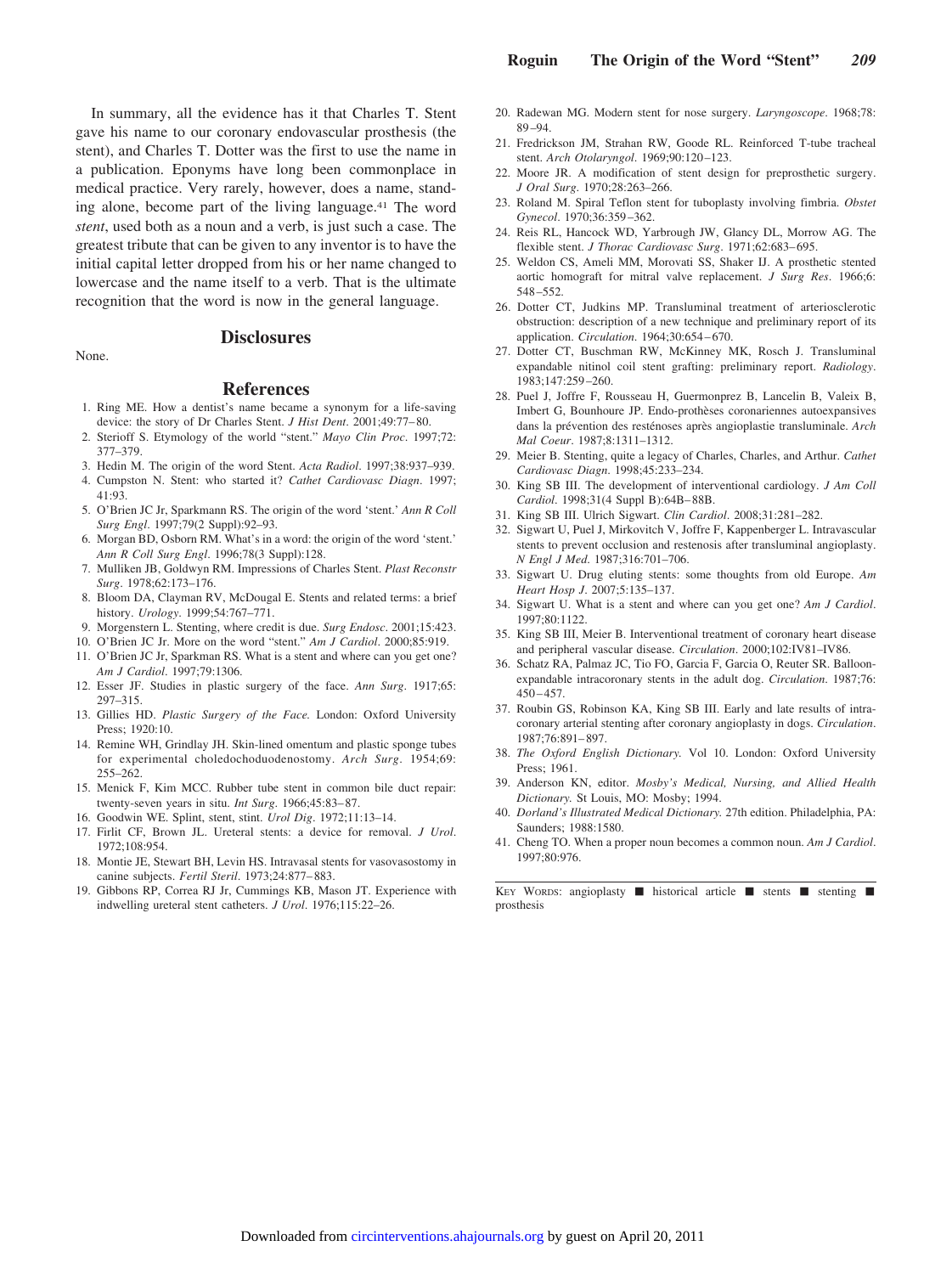In summary, all the evidence has it that Charles T. Stent gave his name to our coronary endovascular prosthesis (the stent), and Charles T. Dotter was the first to use the name in a publication. Eponyms have long been commonplace in medical practice. Very rarely, however, does a name, standing alone, become part of the living language.[41] The word *stent*, used both as a noun and a verb, is just such a case. The greatest tribute that can be given to any inventor is to have the initial capital letter dropped from his or her name changed to lowercase and the name itself to a verb. That is the ultimate recognition that the word is now in the general language.

## Disclosures

None.

## References

1. Ring ME. How a dentist's name became a synonym for a life-saving device: the story of Dr Charles Stent. *J Hist Dent*. 2001;49:77–80.
2. Sterioff S. Etymology of the world "stent." *Mayo Clin Proc*. 1997;72: 377–379.
3. Hedin M. The origin of the word Stent. *Acta Radiol*. 1997;38:937–939.
4. Cumpston N. Stent: who started it? *Cathet Cardiovasc Diagn*. 1997; 41:93.
5. O'Brien JC Jr, Sparkmann RS. The origin of the word 'stent.' *Ann R Coll Surg Engl*. 1997;79(2 Suppl):92–93.
6. Morgan BD, Osborn RM. What's in a word: the origin of the word 'stent.' *Ann R Coll Surg Engl*. 1996;78(3 Suppl):128.
7. Mulliken JB, Goldwyn RM. Impressions of Charles Stent. *Plast Reconstr Surg*. 1978;62:173–176.
8. Bloom DA, Clayman RV, McDougal E. Stents and related terms: a brief history. *Urology*. 1999;54:767–771.
9. Morgenstern L. Stenting, where credit is due. *Surg Endosc*. 2001;15:423.
10. O'Brien JC Jr. More on the word "stent." *Am J Cardiol*. 2000;85:919.
11. O'Brien JC Jr, Sparkman RS. What is a stent and where can you get one? *Am J Cardiol*. 1997;79:1306.
12. Esser JF. Studies in plastic surgery of the face. *Ann Surg*. 1917;65: 297–315.
13. Gillies HD. *Plastic Surgery of the Face*. London: Oxford University Press; 1920:10.
14. Remine WH, Grindlay JH. Skin-lined omentum and plastic sponge tubes for experimental choledochoduodenostomy. *Arch Surg*. 1954;69: 255–262.
15. Menick F, Kim MCC. Rubber tube stent in common bile duct repair: twenty-seven years in situ. *Int Surg*. 1966;45:83–87.
16. Goodwin WE. Splint, stent, stint. *Urol Dig*. 1972;11:13–14.
17. Firlit CF, Brown JL. Ureteral stents: a device for removal. *J Urol*. 1972;108:954.
18. Montie JE, Stewart BH, Levin HS. Intravasal stents for vasovasostomy in canine subjects. *Fertil Steril*. 1973;24:877–883.
19. Gibbons RP, Correa RJ Jr, Cummings KB, Mason JT. Experience with indwelling ureteral stent catheters. *J Urol*. 1976;115:22–26.
20. Radewan MG. Modern stent for nose surgery. *Laryngoscope*. 1968;78: 89–94.
21. Fredrickson JM, Strahan RW, Goode RL. Reinforced T-tube tracheal stent. *Arch Otolaryngol*. 1969;90:120–123.
22. Moore JR. A modification of stent design for preprosthetic surgery. *J Oral Surg*. 1970;28:263–266.
23. Roland M. Spiral Teflon stent for tuboplasty involving fimbria. *Obstet Gynecol*. 1970;36:359–362.
24. Reis RL, Hancock WD, Yarbrough JW, Glancy DL, Morrow AG. The flexible stent. *J Thorac Cardiovasc Surg*. 1971;62:683–695.
25. Weldon CS, Ameli MM, Morovati SS, Shaker IJ. A prosthetic stented aortic homograft for mitral valve replacement. *J Surg Res*. 1966;6: 548–552.
26. Dotter CT, Judkins MP. Transluminal treatment of arteriosclerotic obstruction: description of a new technique and preliminary report of its application. *Circulation*. 1964;30:654–670.
27. Dotter CT, Buschman RW, McKinney MK, Rosch J. Transluminal expandable nitinol coil stent grafting: preliminary report. *Radiology*. 1983;147:259–260.
28. Puel J, Joffre F, Rousseau H, Guermonprez B, Lancelin B, Valeix B, Imbert G, Bounhoure JP. Endo-prothèses coronariennes autoexpansives dans la prévention des resténoses après angioplastie transluminale. *Arch Mal Coeur*. 1987;8:1311–1312.
29. Meier B. Stenting, quite a legacy of Charles, Charles, and Arthur. *Cathet Cardiovasc Diagn*. 1998;45:233–234.
30. King SB III. The development of interventional cardiology. *J Am Coll Cardiol*. 1998;31(4 Suppl B):64B–88B.
31. King SB III. Ulrich Sigwart. *Clin Cardiol*. 2008;31:281–282.
32. Sigwart U, Puel J, Mirkovitch V, Joffre F, Kappenberger L. Intravascular stents to prevent occlusion and restenosis after transluminal angioplasty. *N Engl J Med*. 1987;316:701–706.
33. Sigwart U. Drug eluting stents: some thoughts from old Europe. *Am Heart Hosp J*. 2007;5:135–137.
34. Sigwart U. What is a stent and where can you get one? *Am J Cardiol*. 1997;80:1122.
35. King SB III, Meier B. Interventional treatment of coronary heart disease and peripheral vascular disease. *Circulation*. 2000;102:IV81–IV86.
36. Schatz RA, Palmaz JC, Tio FO, Garcia F, Garcia O, Reuter SR. Balloon-expandable intracoronary stents in the adult dog. *Circulation*. 1987;76: 450–457.
37. Roubin GS, Robinson KA, King SB III. Early and late results of intracoronary arterial stenting after coronary angioplasty in dogs. *Circulation*. 1987;76:891–897.
38. *The Oxford English Dictionary*. Vol 10. London: Oxford University Press; 1961.
39. Anderson KN, editor. *Mosby's Medical, Nursing, and Allied Health Dictionary*. St Louis, MO: Mosby; 1994.
40. *Dorland's Illustrated Medical Dictionary*. 27th edition. Philadelphia, PA: Saunders; 1988:1580.
41. Cheng TO. When a proper noun becomes a common noun. *Am J Cardiol*. 1997;80:976.

KEY WORDS: angioplasty ■ historical article ■ stents ■ stenting ■ prosthesis